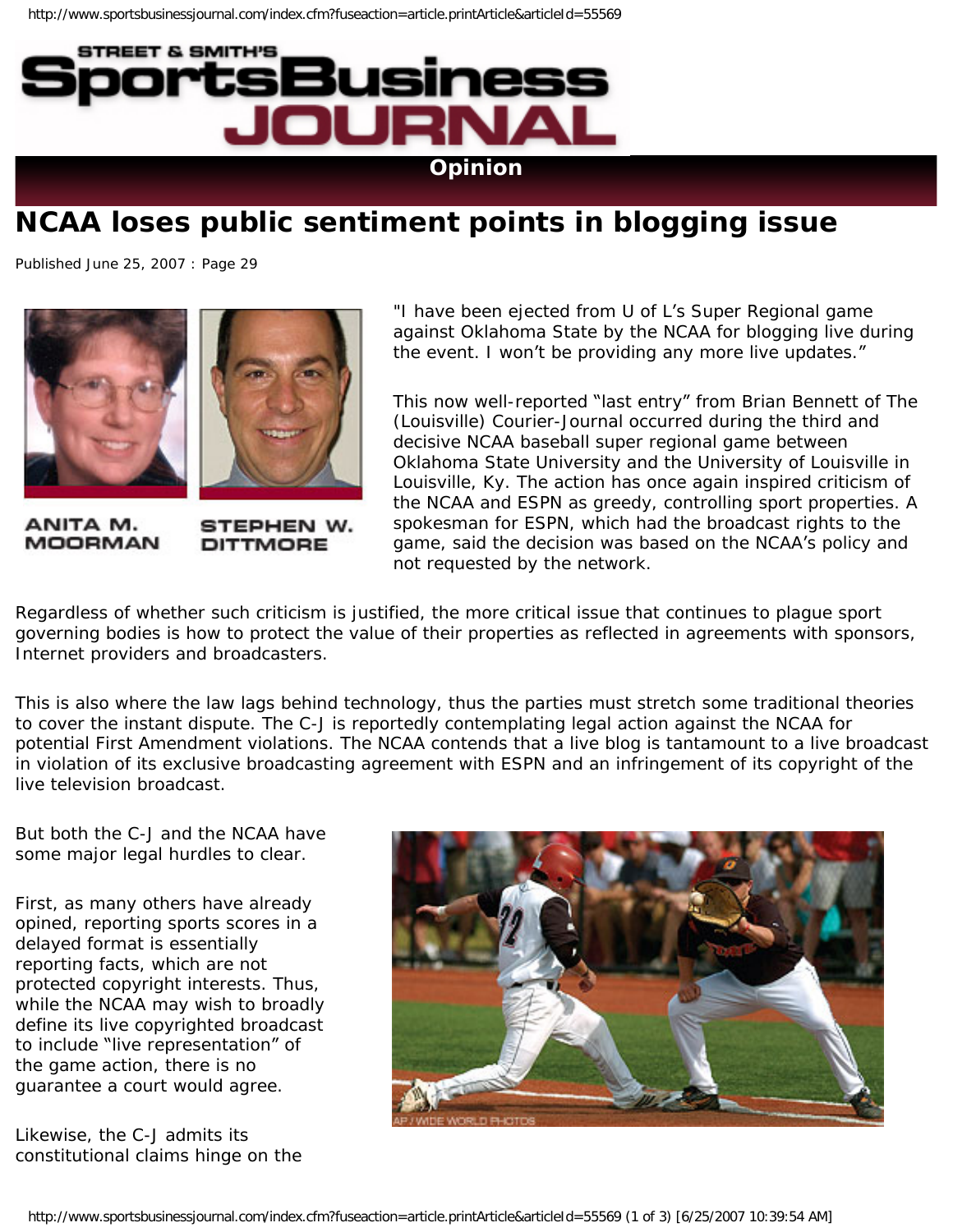# NCAA loses public sentiment points in blogging issue

Published June 25, 2007 : Page 29

ANITA M. MOORMAN

STEPHEN W. DITTMORE

"I have been ejected from U of L's Super Regional game against Oklahoma State by the NCAA for blogging live during the event. I won't be providing any more live updates."

This now well-reported "last entry" from Brian Bennett of The (Louisville) Courier-Journal occurred during the third and decisive NCAA baseball super regional game between Oklahoma State University and the University of Louisville in Louisville, Ky. The action has once again inspired criticism of the NCAA and ESPN as greedy, controlling sport properties. A spokesman for ESPN, which had the broadcast rights to the game, said the decision was based on the NCAA's policy and not requested by the network.

Regardless of whether such criticism is justified, the more critical issue that continues to plague sport governing bodies is how to protect the value of their properties as reflected in agreements with sponsors, Internet providers and broadcasters.

This is also where the law lags behind technology, thus the parties must stretch some traditional theories to cover the instant dispute. The C-J is reportedly contemplating legal action against the NCAA for potential First Amendment violations. The NCAA contends that a live blog is tantamount to a live broadcast in violation of its exclusive broadcasting agreement with ESPN and an infringement of its copyright of the live television broadcast.

But both the C-J and the NCAA have some major legal hurdles to clear.

First, as many others have already opined, reporting sports scores in a delayed format is essentially reporting facts, which are not protected copyright interests. Thus, while the NCAA may wish to broadly define its live copyrighted broadcast to include "live representation" of the game action, there is no guarantee a court would agree.

AP / WIDE WORLD PHOTOS

Likewise, the C-J admits its constitutional claims hinge on the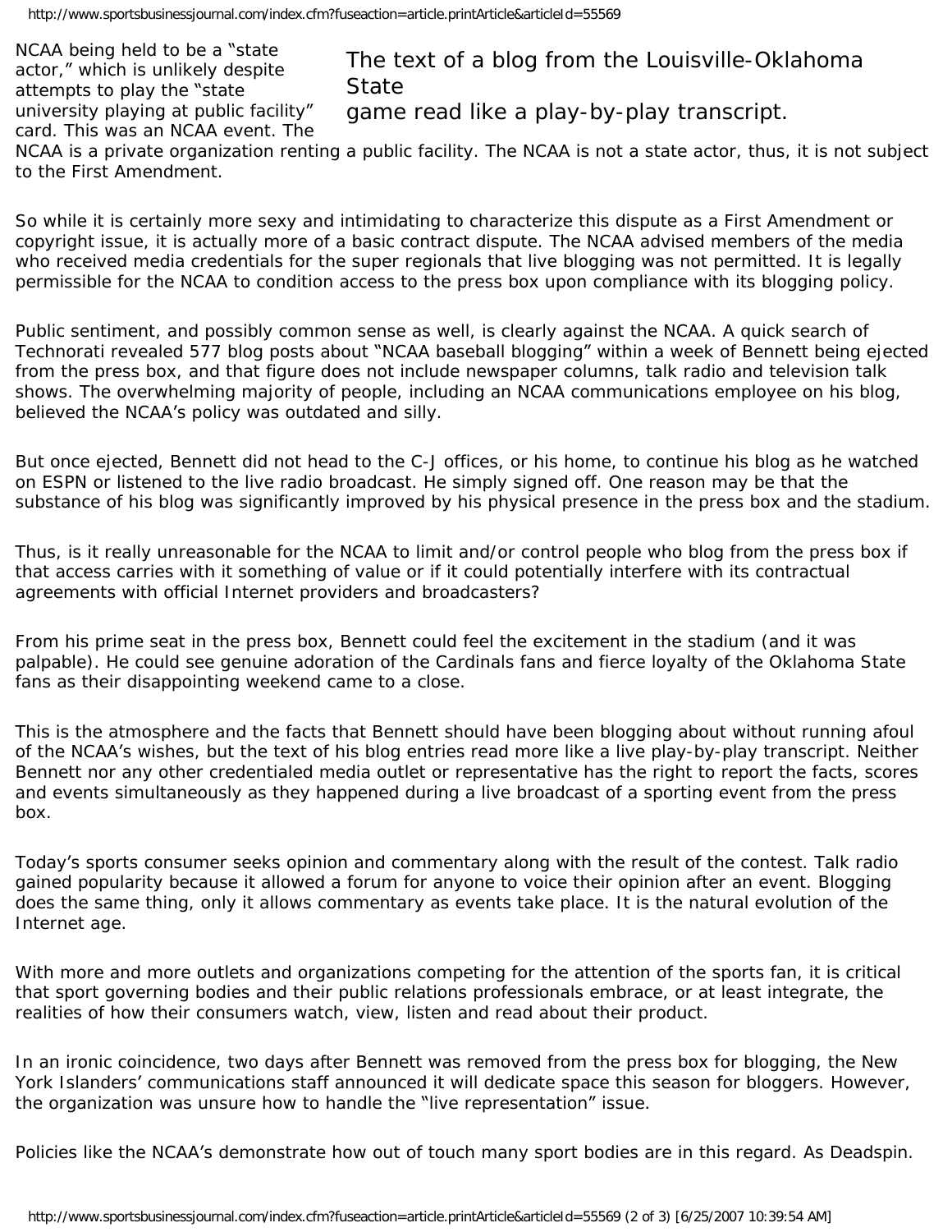NCAA being held to be a "state actor," which is unlikely despite attempts to play the "state university playing at public facility" card. This was an NCAA event. The NCAA is a private organization renting a public facility. The NCAA is not a state actor, thus, it is not subject to the First Amendment.

> The text of a blog from the Louisville-Oklahoma State game read like a play-by-play transcript.

So while it is certainly more sexy and intimidating to characterize this dispute as a First Amendment or copyright issue, it is actually more of a basic contract dispute. The NCAA advised members of the media who received media credentials for the super regionals that live blogging was not permitted. It is legally permissible for the NCAA to condition access to the press box upon compliance with its blogging policy.

Public sentiment, and possibly common sense as well, is clearly against the NCAA. A quick search of Technorati revealed 577 blog posts about "NCAA baseball blogging" within a week of Bennett being ejected from the press box, and that figure does not include newspaper columns, talk radio and television talk shows. The overwhelming majority of people, including an NCAA communications employee on his blog, believed the NCAA's policy was outdated and silly.

But once ejected, Bennett did not head to the C-J offices, or his home, to continue his blog as he watched on ESPN or listened to the live radio broadcast. He simply signed off. One reason may be that the substance of his blog was significantly improved by his physical presence in the press box and the stadium.

Thus, is it really unreasonable for the NCAA to limit and/or control people who blog from the press box if that access carries with it something of value or if it could potentially interfere with its contractual agreements with official Internet providers and broadcasters?

From his prime seat in the press box, Bennett could feel the excitement in the stadium (and it was palpable). He could see genuine adoration of the Cardinals fans and fierce loyalty of the Oklahoma State fans as their disappointing weekend came to a close.

This is the atmosphere and the facts that Bennett should have been blogging about without running afoul of the NCAA's wishes, but the text of his blog entries read more like a live play-by-play transcript. Neither Bennett nor any other credentialed media outlet or representative has the right to report the facts, scores and events simultaneously as they happened during a live broadcast of a sporting event from the press box.

Today's sports consumer seeks opinion and commentary along with the result of the contest. Talk radio gained popularity because it allowed a forum for anyone to voice their opinion after an event. Blogging does the same thing, only it allows commentary as events take place. It is the natural evolution of the Internet age.

With more and more outlets and organizations competing for the attention of the sports fan, it is critical that sport governing bodies and their public relations professionals embrace, or at least integrate, the realities of how their consumers watch, view, listen and read about their product.

In an ironic coincidence, two days after Bennett was removed from the press box for blogging, the New York Islanders' communications staff announced it will dedicate space this season for bloggers. However, the organization was unsure how to handle the "live representation" issue.

Policies like the NCAA's demonstrate how out of touch many sport bodies are in this regard. As Deadspin.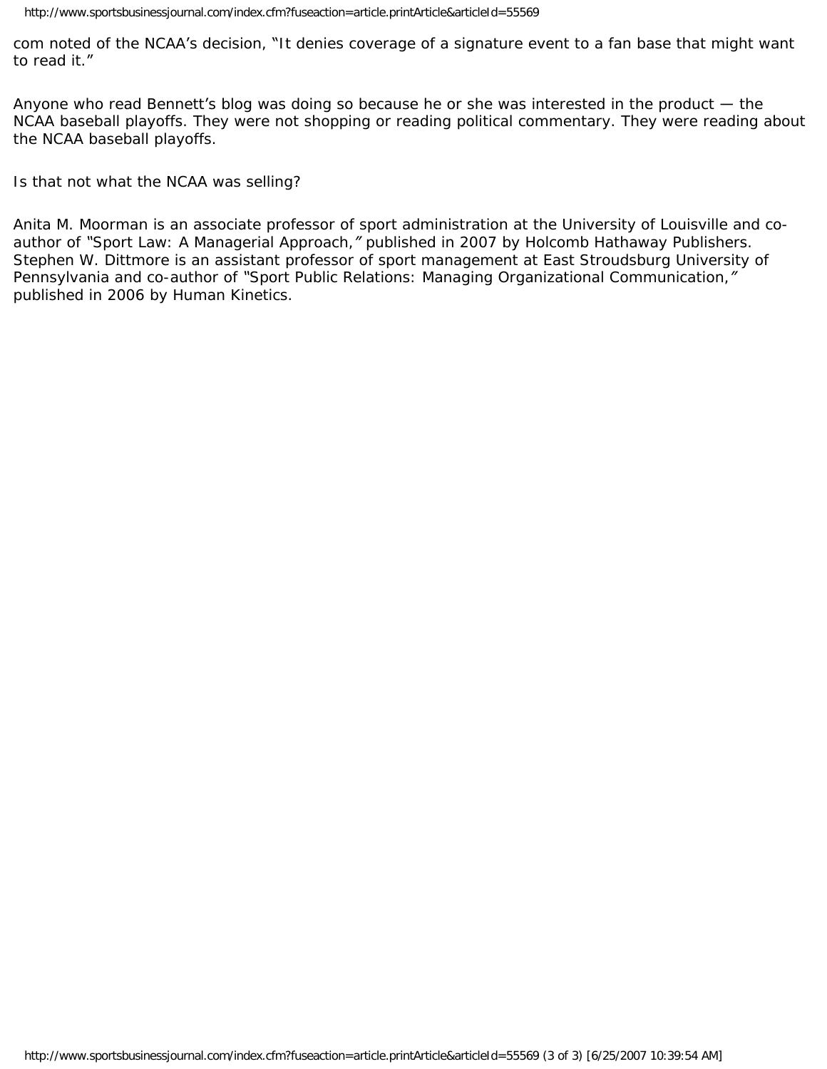com noted of the NCAA's decision, "It denies coverage of a signature event to a fan base that might want to read it."

Anyone who read Bennett's blog was doing so because he or she was interested in the product — the NCAA baseball playoffs. They were not shopping or reading political commentary. They were reading about the NCAA baseball playoffs.

Is that not what the NCAA was selling?

Anita M. Moorman is an associate professor of sport administration at the University of Louisville and co-author of "Sport Law: A Managerial Approach," published in 2007 by Holcomb Hathaway Publishers. Stephen W. Dittmore is an assistant professor of sport management at East Stroudsburg University of Pennsylvania and co-author of "Sport Public Relations: Managing Organizational Communication," published in 2006 by Human Kinetics.